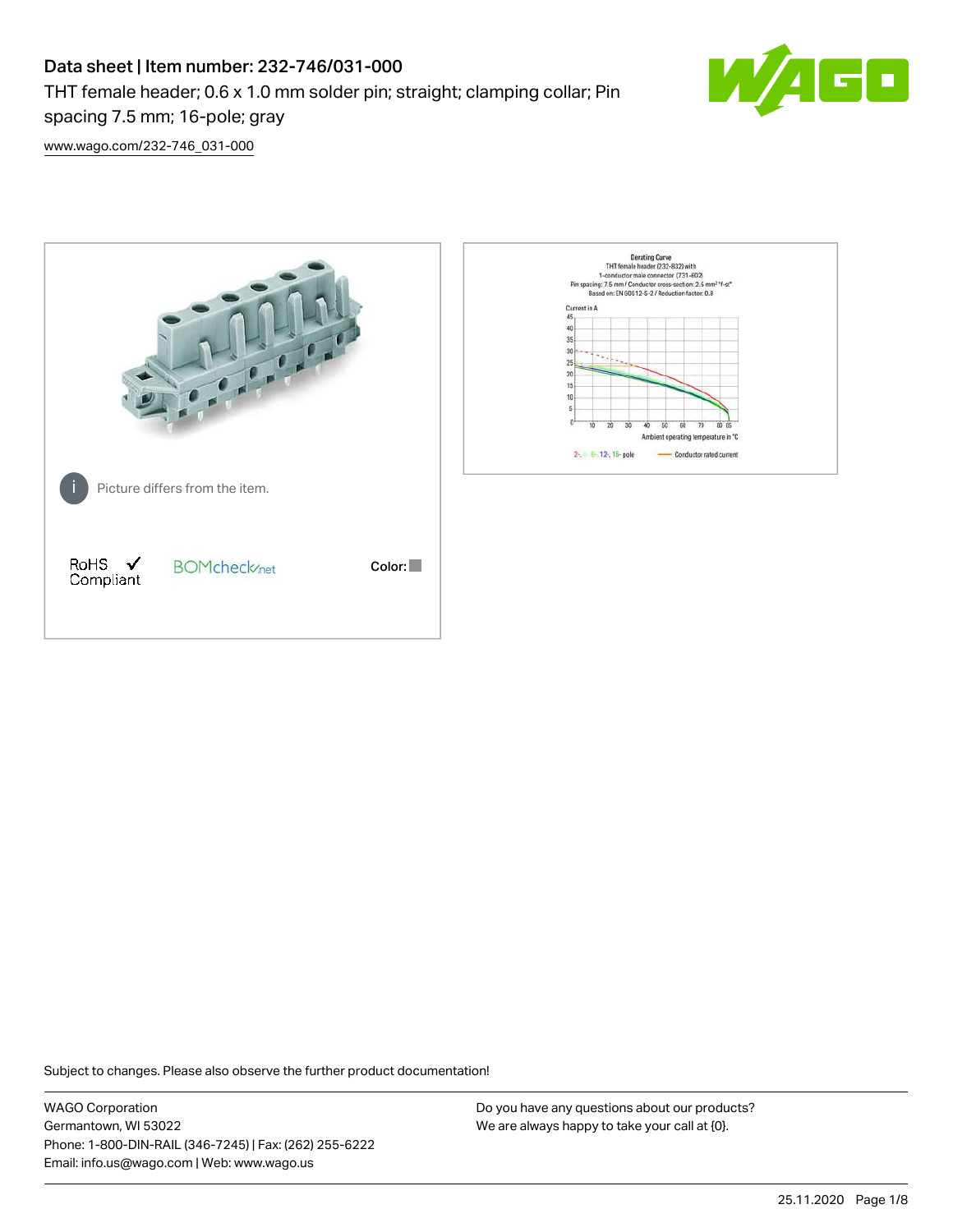# Data sheet | Item number: 232-746/031-000

THT female header; 0.6 x 1.0 mm solder pin; straight; clamping collar; Pin spacing 7.5 mm; 16-pole; gray

[www.wago.com/232-746_031-000](http://www.wago.com/232-746_031-000)

Picture differs from the item.

RoHS Compliant

BOMcheck.net

Color:

Subject to changes. Please also observe the further product documentation!

WAGO Corporation
Germantown, WI 53022
Phone: 1-800-DIN-RAIL (346-7245) | Fax: (262) 255-6222
Email: info.us@wago.com | Web: www.wago.us

Do you have any questions about our products?
We are always happy to take your call at {0}.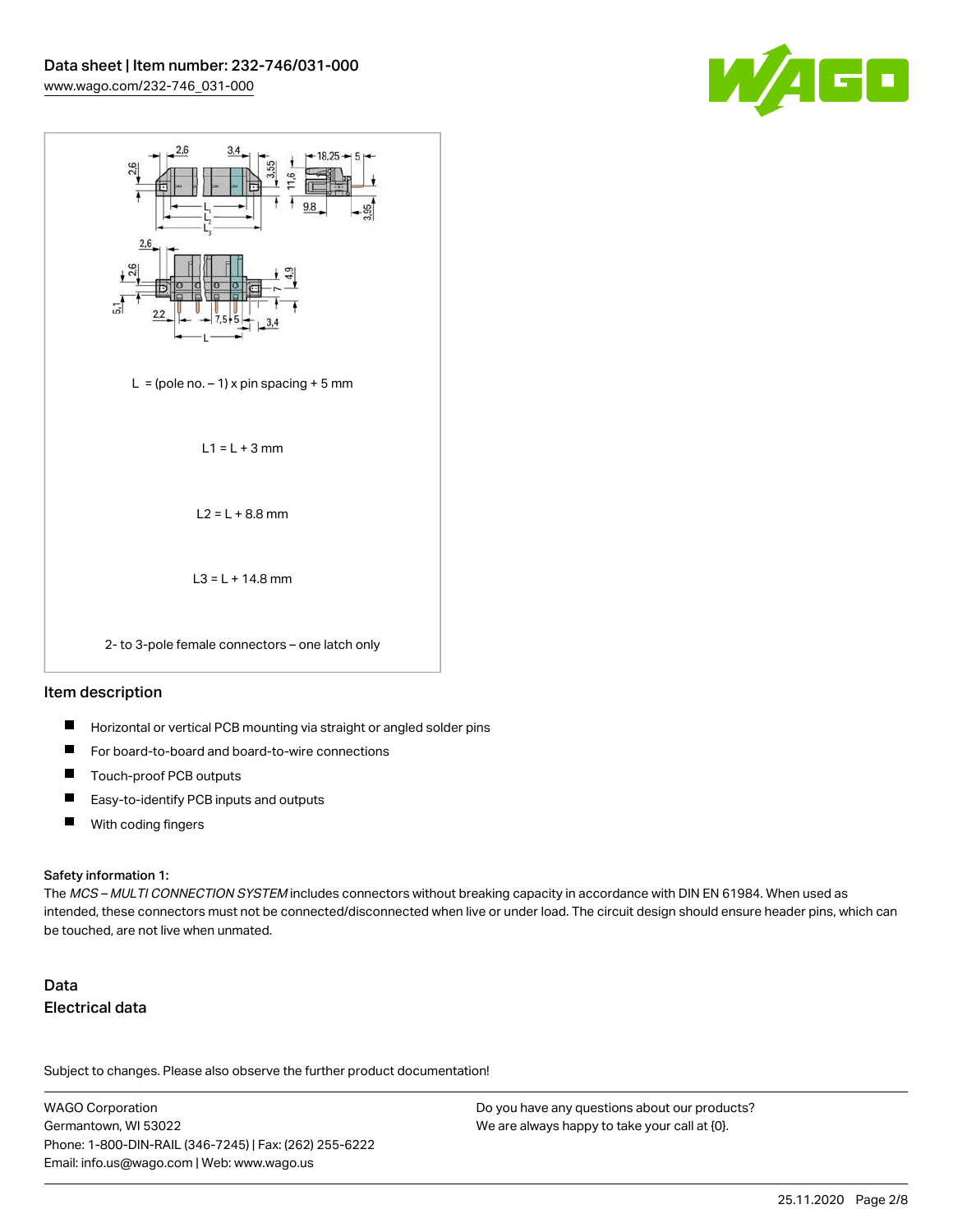L = (pole no. – 1) x pin spacing + 5 mm

L1 = L + 3 mm

L2 = L + 8.8 mm

L3 = L + 14.8 mm

2- to 3-pole female connectors – one latch only

## Item description

- Horizontal or vertical PCB mounting via straight or angled solder pins
- For board-to-board and board-to-wire connections
- Touch-proof PCB outputs
- Easy-to-identify PCB inputs and outputs
- With coding fingers

**Safety information 1:**

The *MCS – MULTI CONNECTION SYSTEM* includes connectors without breaking capacity in accordance with DIN EN 61984. When used as intended, these connectors must not be connected/disconnected when live or under load. The circuit design should ensure header pins, which can be touched, are not live when unmated.

## Data

### Electrical data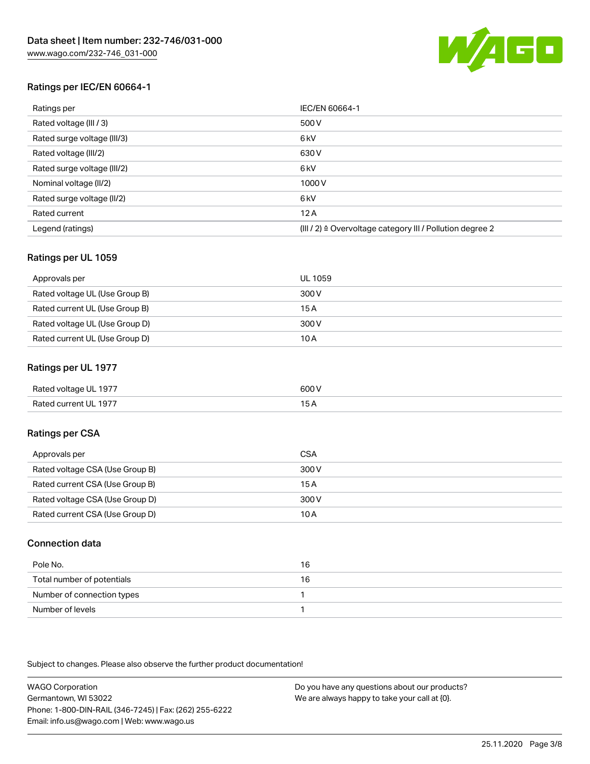## Ratings per IEC/EN 60664-1

| Ratings per | IEC/EN 60664-1 |
| --- | --- |
| Rated voltage (III / 3) | 500 V |
| Rated surge voltage (III/3) | 6 kV |
| Rated voltage (III/2) | 630 V |
| Rated surge voltage (III/2) | 6 kV |
| Nominal voltage (II/2) | 1000 V |
| Rated surge voltage (II/2) | 6 kV |
| Rated current | 12 A |
| Legend (ratings) | (III / 2) ≙ Overvoltage category III / Pollution degree 2 |

## Ratings per UL 1059

| Approvals per | UL 1059 |
| --- | --- |
| Rated voltage UL (Use Group B) | 300 V |
| Rated current UL (Use Group B) | 15 A |
| Rated voltage UL (Use Group D) | 300 V |
| Rated current UL (Use Group D) | 10 A |

## Ratings per UL 1977

| Rated voltage UL 1977 | 600 V |
| --- | --- |
| Rated current UL 1977 | 15 A |

## Ratings per CSA

| Approvals per | CSA |
| --- | --- |
| Rated voltage CSA (Use Group B) | 300 V |
| Rated current CSA (Use Group B) | 15 A |
| Rated voltage CSA (Use Group D) | 300 V |
| Rated current CSA (Use Group D) | 10 A |

## Connection data

| Pole No. | 16 |
| --- | --- |
| Total number of potentials | 16 |
| Number of connection types | 1 |
| Number of levels | 1 |

Subject to changes. Please also observe the further product documentation!

WAGO Corporation
Germantown, WI 53022
Phone: 1-800-DIN-RAIL (346-7245) | Fax: (262) 255-6222
Email: info.us@wago.com | Web: www.wago.us

Do you have any questions about our products?
We are always happy to take your call at {0}.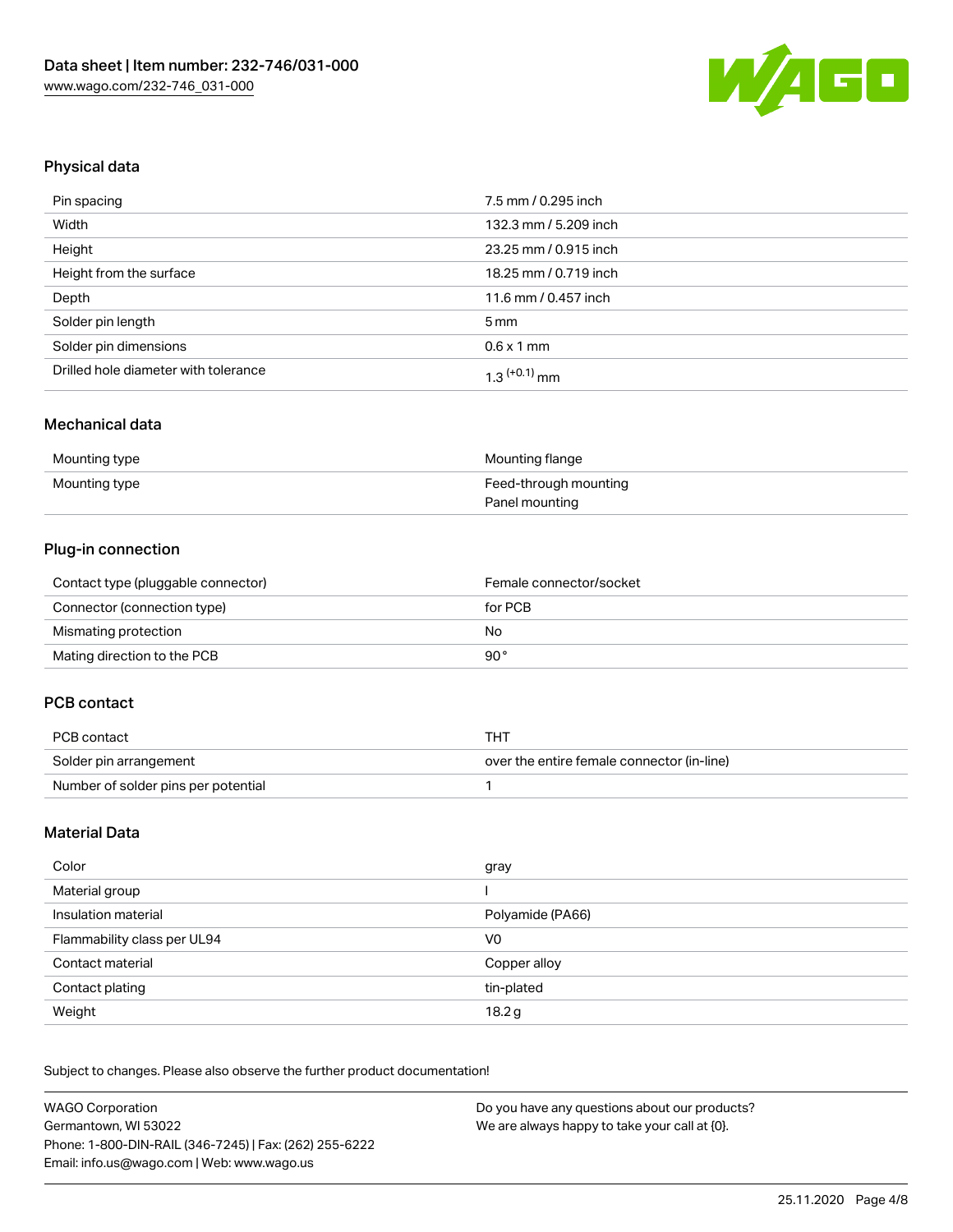## Physical data

| | |
|---|---|
| Pin spacing | 7.5 mm / 0.295 inch |
| Width | 132.3 mm / 5.209 inch |
| Height | 23.25 mm / 0.915 inch |
| Height from the surface | 18.25 mm / 0.719 inch |
| Depth | 11.6 mm / 0.457 inch |
| Solder pin length | 5 mm |
| Solder pin dimensions | 0.6 x 1 mm |
| Drilled hole diameter with tolerance | $1.3^{(+0.1)}$ mm |

## Mechanical data

| | |
|---|---|
| Mounting type | Mounting flange |
| Mounting type | Feed-through mounting<br>Panel mounting |

## Plug-in connection

| | |
|---|---|
| Contact type (pluggable connector) | Female connector/socket |
| Connector (connection type) | for PCB |
| Mismating protection | No |
| Mating direction to the PCB | 90° |

## PCB contact

| | |
|---|---|
| PCB contact | THT |
| Solder pin arrangement | over the entire female connector (in-line) |
| Number of solder pins per potential | 1 |

## Material Data

| | |
|---|---|
| Color | gray |
| Material group | I |
| Insulation material | Polyamide (PA66) |
| Flammability class per UL94 | V0 |
| Contact material | Copper alloy |
| Contact plating | tin-plated |
| Weight | 18.2 g |

Subject to changes. Please also observe the further product documentation!

WAGO Corporation
Germantown, WI 53022
Phone: 1-800-DIN-RAIL (346-7245) | Fax: (262) 255-6222
Email: info.us@wago.com | Web: www.wago.us

Do you have any questions about our products?
We are always happy to take your call at {0}.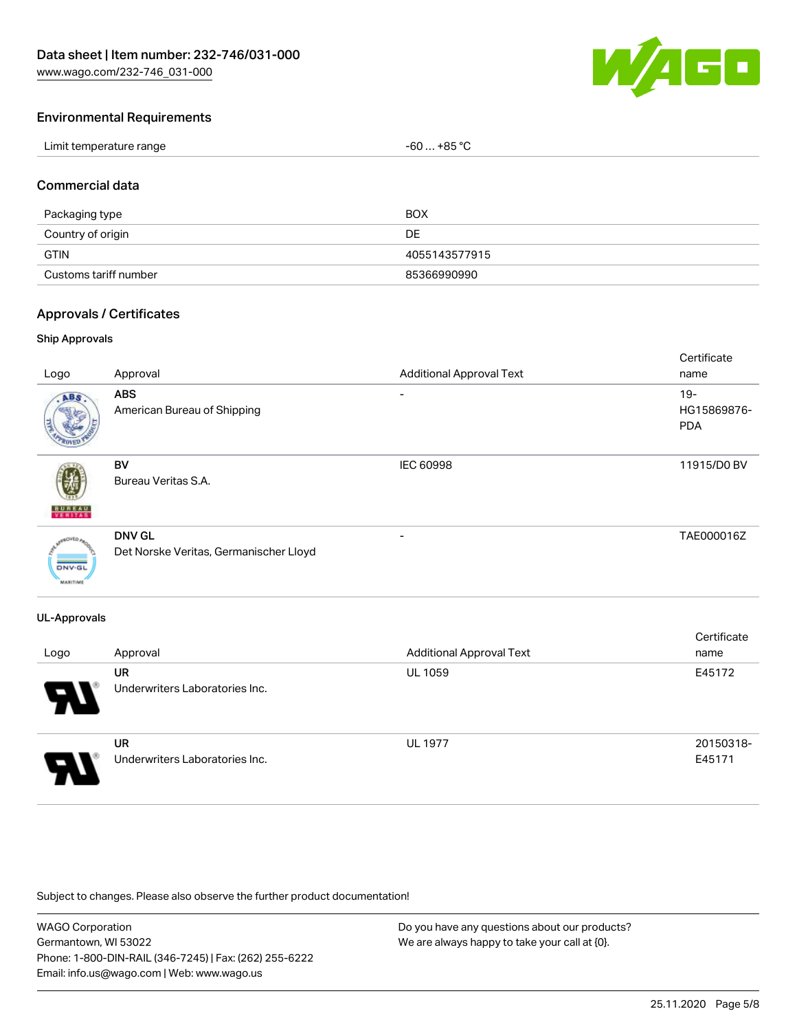## Environmental Requirements

| Limit temperature range | -60 … +85 °C |
|---|---|

## Commercial data

| Packaging type | BOX |
|---|---|
| Country of origin | DE |
| GTIN | 4055143577915 |
| Customs tariff number | 85366990990 |

## Approvals / Certificates

### Ship Approvals

| Logo | Approval | Additional Approval Text | Certificate name |
|---|---|---|---|
| | **ABS** American Bureau of Shipping | - | 19-HG15869876-PDA |
| | **BV** Bureau Veritas S.A. | IEC 60998 | 11915/D0 BV |
| | **DNV GL** Det Norske Veritas, Germanischer Lloyd | - | TAE000016Z |

### UL-Approvals

| Logo | Approval | Additional Approval Text | Certificate name |
|---|---|---|---|
| | **UR** Underwriters Laboratories Inc. | UL 1059 | E45172 |
| | **UR** Underwriters Laboratories Inc. | UL 1977 | 20150318-E45171 |

Subject to changes. Please also observe the further product documentation!

WAGO Corporation
Germantown, WI 53022
Phone: 1-800-DIN-RAIL (346-7245) | Fax: (262) 255-6222
Email: info.us@wago.com | Web: www.wago.us

Do you have any questions about our products?
We are always happy to take your call at {0}.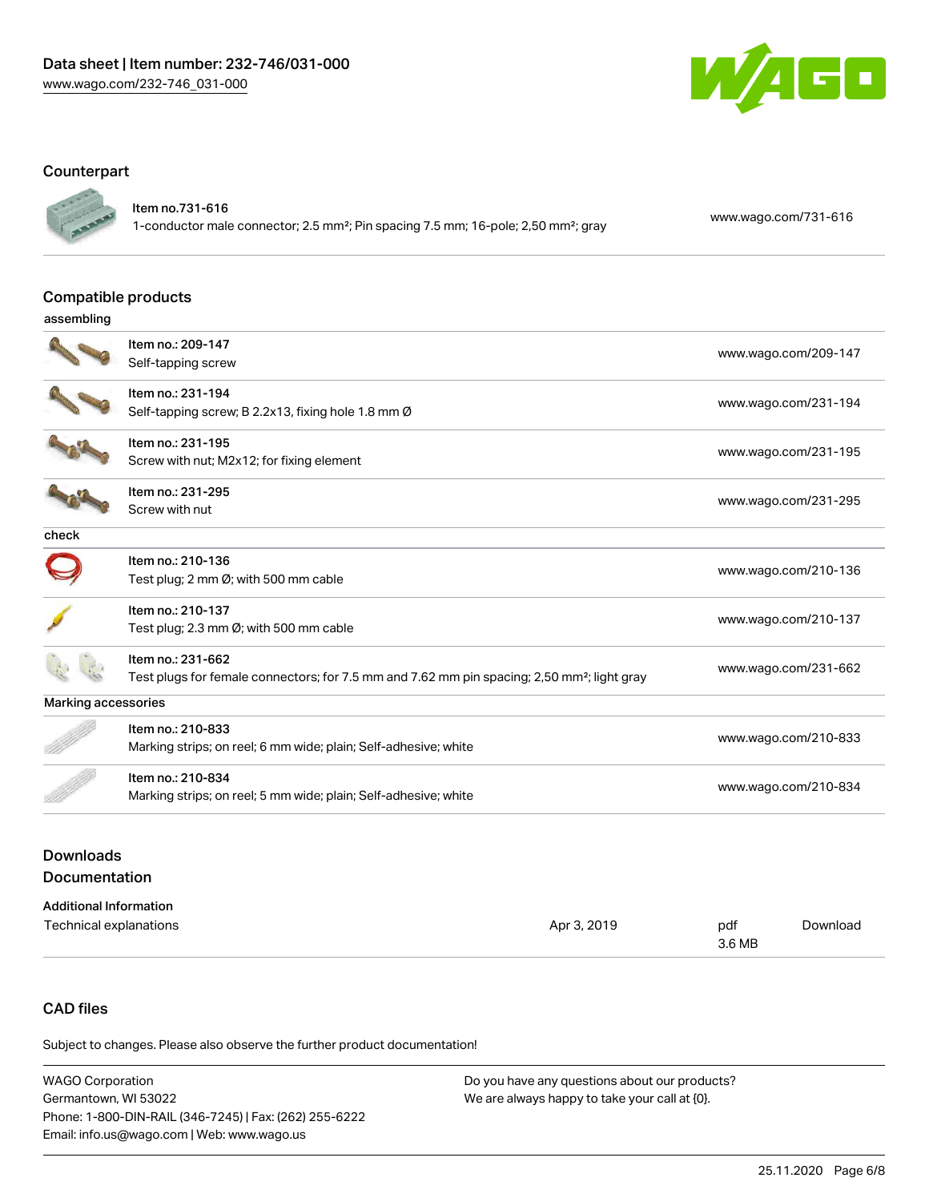## Counterpart

| | | |
|---|---|---|
| | Item no.731-616<br>1-conductor male connector; 2.5 mm²; Pin spacing 7.5 mm; 16-pole; 2,50 mm²; gray | www.wago.com/731-616 |

## Compatible products

### assembling

| | | |
|---|---|---|
| | Item no.: 209-147<br>Self-tapping screw | www.wago.com/209-147 |
| | Item no.: 231-194<br>Self-tapping screw; B 2.2x13, fixing hole 1.8 mm Ø | www.wago.com/231-194 |
| | Item no.: 231-195<br>Screw with nut; M2x12; for fixing element | www.wago.com/231-195 |
| | Item no.: 231-295<br>Screw with nut | www.wago.com/231-295 |

### check

| | | |
|---|---|---|
| | Item no.: 210-136<br>Test plug; 2 mm Ø; with 500 mm cable | www.wago.com/210-136 |
| | Item no.: 210-137<br>Test plug; 2.3 mm Ø; with 500 mm cable | www.wago.com/210-137 |
| | Item no.: 231-662<br>Test plugs for female connectors; for 7.5 mm and 7.62 mm pin spacing; 2,50 mm²; light gray | www.wago.com/231-662 |

### Marking accessories

| | | |
|---|---|---|
| | Item no.: 210-833<br>Marking strips; on reel; 6 mm wide; plain; Self-adhesive; white | www.wago.com/210-833 |
| | Item no.: 210-834<br>Marking strips; on reel; 5 mm wide; plain; Self-adhesive; white | www.wago.com/210-834 |

## Downloads

### Documentation

**Additional Information**

| | | | |
|---|---|---|---|
| Technical explanations | Apr 3, 2019 | pdf<br>3.6 MB | Download |

## CAD files

Subject to changes. Please also observe the further product documentation!

WAGO Corporation
Germantown, WI 53022
Phone: 1-800-DIN-RAIL (346-7245) | Fax: (262) 255-6222
Email: info.us@wago.com | Web: www.wago.us

Do you have any questions about our products?
We are always happy to take your call at {0}.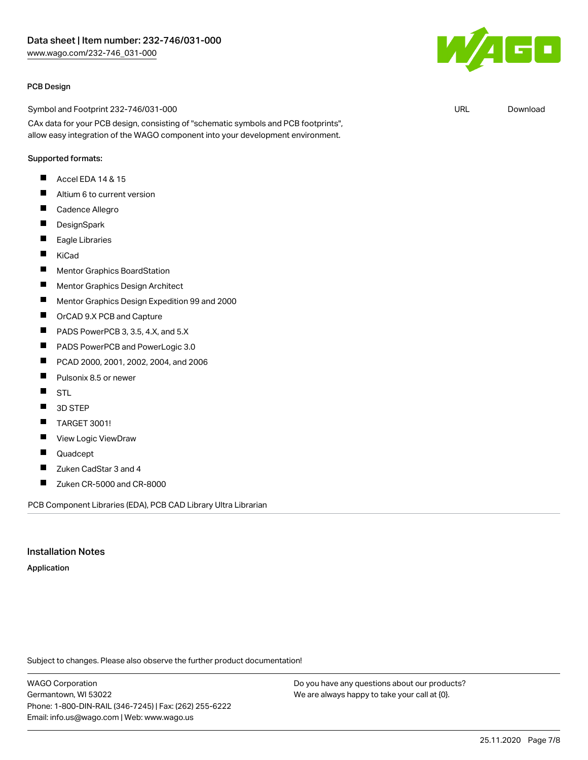## PCB Design

Symbol and Footprint 232-746/031-000 URL Download

CAx data for your PCB design, consisting of "schematic symbols and PCB footprints", allow easy integration of the WAGO component into your development environment.

Supported formats:

- Accel EDA 14 & 15
- Altium 6 to current version
- Cadence Allegro
- DesignSpark
- Eagle Libraries
- KiCad
- Mentor Graphics BoardStation
- Mentor Graphics Design Architect
- Mentor Graphics Design Expedition 99 and 2000
- OrCAD 9.X PCB and Capture
- PADS PowerPCB 3, 3.5, 4.X, and 5.X
- PADS PowerPCB and PowerLogic 3.0
- PCAD 2000, 2001, 2002, 2004, and 2006
- Pulsonix 8.5 or newer
- STL
- 3D STEP
- TARGET 3001!
- View Logic ViewDraw
- Quadcept
- Zuken CadStar 3 and 4
- Zuken CR-5000 and CR-8000

PCB Component Libraries (EDA), PCB CAD Library Ultra Librarian

## Installation Notes

**Application**

Subject to changes. Please also observe the further product documentation!

WAGO Corporation
Germantown, WI 53022
Phone: 1-800-DIN-RAIL (346-7245) | Fax: (262) 255-6222
Email: info.us@wago.com | Web: www.wago.us

Do you have any questions about our products?
We are always happy to take your call at {0}.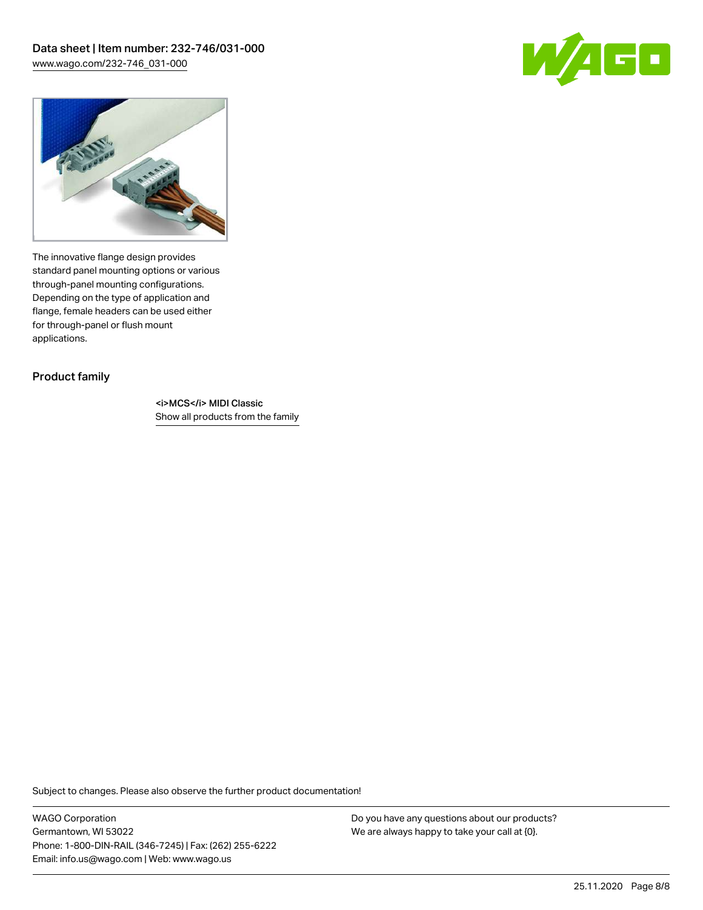The innovative flange design provides standard panel mounting options or various through-panel mounting configurations. Depending on the type of application and flange, female headers can be used either for through-panel or flush mount applications.

## Product family

<i>MCS</i> MIDI Classic
Show all products from the family

Subject to changes. Please also observe the further product documentation!

WAGO Corporation
Germantown, WI 53022
Phone: 1-800-DIN-RAIL (346-7245) | Fax: (262) 255-6222
Email: info.us@wago.com | Web: www.wago.us

Do you have any questions about our products?
We are always happy to take your call at {0}.